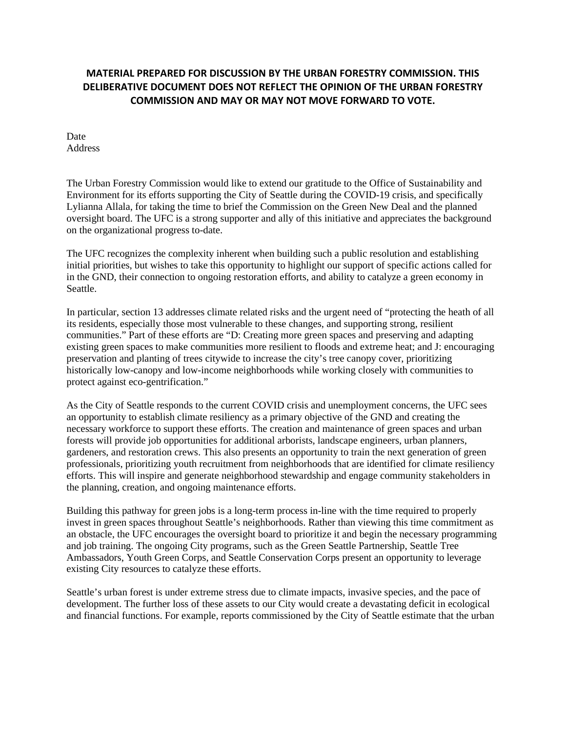**MATERIAL PREPARED FOR DISCUSSION BY THE URBAN FORESTRY COMMISSION. THIS DELIBERATIVE DOCUMENT DOES NOT REFLECT THE OPINION OF THE URBAN FORESTRY COMMISSION AND MAY OR MAY NOT MOVE FORWARD TO VOTE.**

Date
Address

The Urban Forestry Commission would like to extend our gratitude to the Office of Sustainability and Environment for its efforts supporting the City of Seattle during the COVID-19 crisis, and specifically Lylianna Allala, for taking the time to brief the Commission on the Green New Deal and the planned oversight board. The UFC is a strong supporter and ally of this initiative and appreciates the background on the organizational progress to-date.

The UFC recognizes the complexity inherent when building such a public resolution and establishing initial priorities, but wishes to take this opportunity to highlight our support of specific actions called for in the GND, their connection to ongoing restoration efforts, and ability to catalyze a green economy in Seattle.

In particular, section 13 addresses climate related risks and the urgent need of "protecting the heath of all its residents, especially those most vulnerable to these changes, and supporting strong, resilient communities." Part of these efforts are "D: Creating more green spaces and preserving and adapting existing green spaces to make communities more resilient to floods and extreme heat; and J: encouraging preservation and planting of trees citywide to increase the city's tree canopy cover, prioritizing historically low-canopy and low-income neighborhoods while working closely with communities to protect against eco-gentrification."

As the City of Seattle responds to the current COVID crisis and unemployment concerns, the UFC sees an opportunity to establish climate resiliency as a primary objective of the GND and creating the necessary workforce to support these efforts. The creation and maintenance of green spaces and urban forests will provide job opportunities for additional arborists, landscape engineers, urban planners, gardeners, and restoration crews. This also presents an opportunity to train the next generation of green professionals, prioritizing youth recruitment from neighborhoods that are identified for climate resiliency efforts. This will inspire and generate neighborhood stewardship and engage community stakeholders in the planning, creation, and ongoing maintenance efforts.

Building this pathway for green jobs is a long-term process in-line with the time required to properly invest in green spaces throughout Seattle's neighborhoods. Rather than viewing this time commitment as an obstacle, the UFC encourages the oversight board to prioritize it and begin the necessary programming and job training. The ongoing City programs, such as the Green Seattle Partnership, Seattle Tree Ambassadors, Youth Green Corps, and Seattle Conservation Corps present an opportunity to leverage existing City resources to catalyze these efforts.

Seattle's urban forest is under extreme stress due to climate impacts, invasive species, and the pace of development. The further loss of these assets to our City would create a devastating deficit in ecological and financial functions. For example, reports commissioned by the City of Seattle estimate that the urban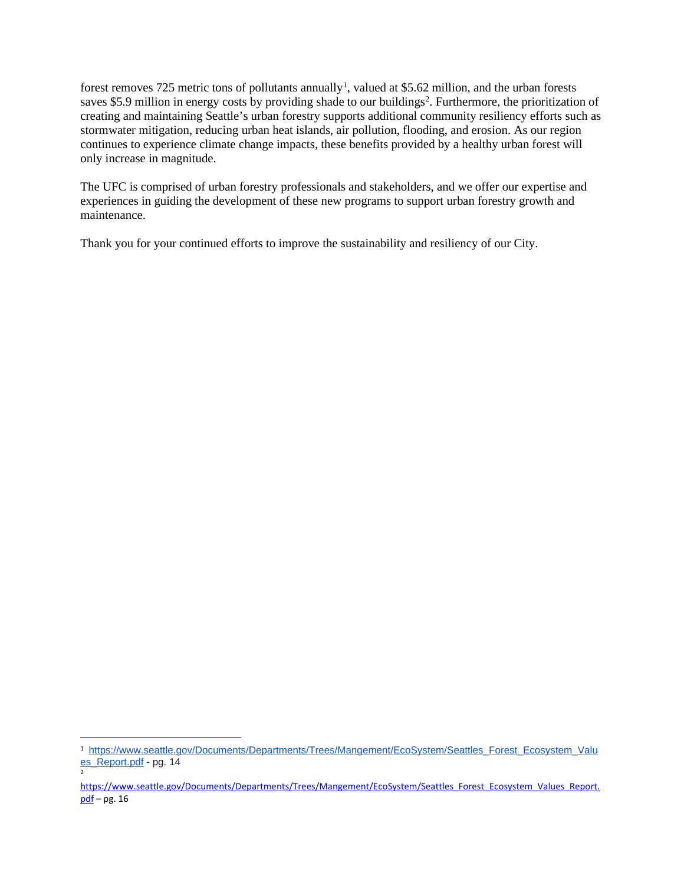forest removes 725 metric tons of pollutants annually[1], valued at $5.62 million, and the urban forests saves $5.9 million in energy costs by providing shade to our buildings[2]. Furthermore, the prioritization of creating and maintaining Seattle's urban forestry supports additional community resiliency efforts such as stormwater mitigation, reducing urban heat islands, air pollution, flooding, and erosion. As our region continues to experience climate change impacts, these benefits provided by a healthy urban forest will only increase in magnitude.

The UFC is comprised of urban forestry professionals and stakeholders, and we offer our expertise and experiences in guiding the development of these new programs to support urban forestry growth and maintenance.

Thank you for your continued efforts to improve the sustainability and resiliency of our City.

---

[1] https://www.seattle.gov/Documents/Departments/Trees/Mangement/EcoSystem/Seattles_Forest_Ecosystem_Values_Report.pdf - pg. 14

[2] https://www.seattle.gov/Documents/Departments/Trees/Mangement/EcoSystem/Seattles_Forest_Ecosystem_Values_Report.pdf – pg. 16